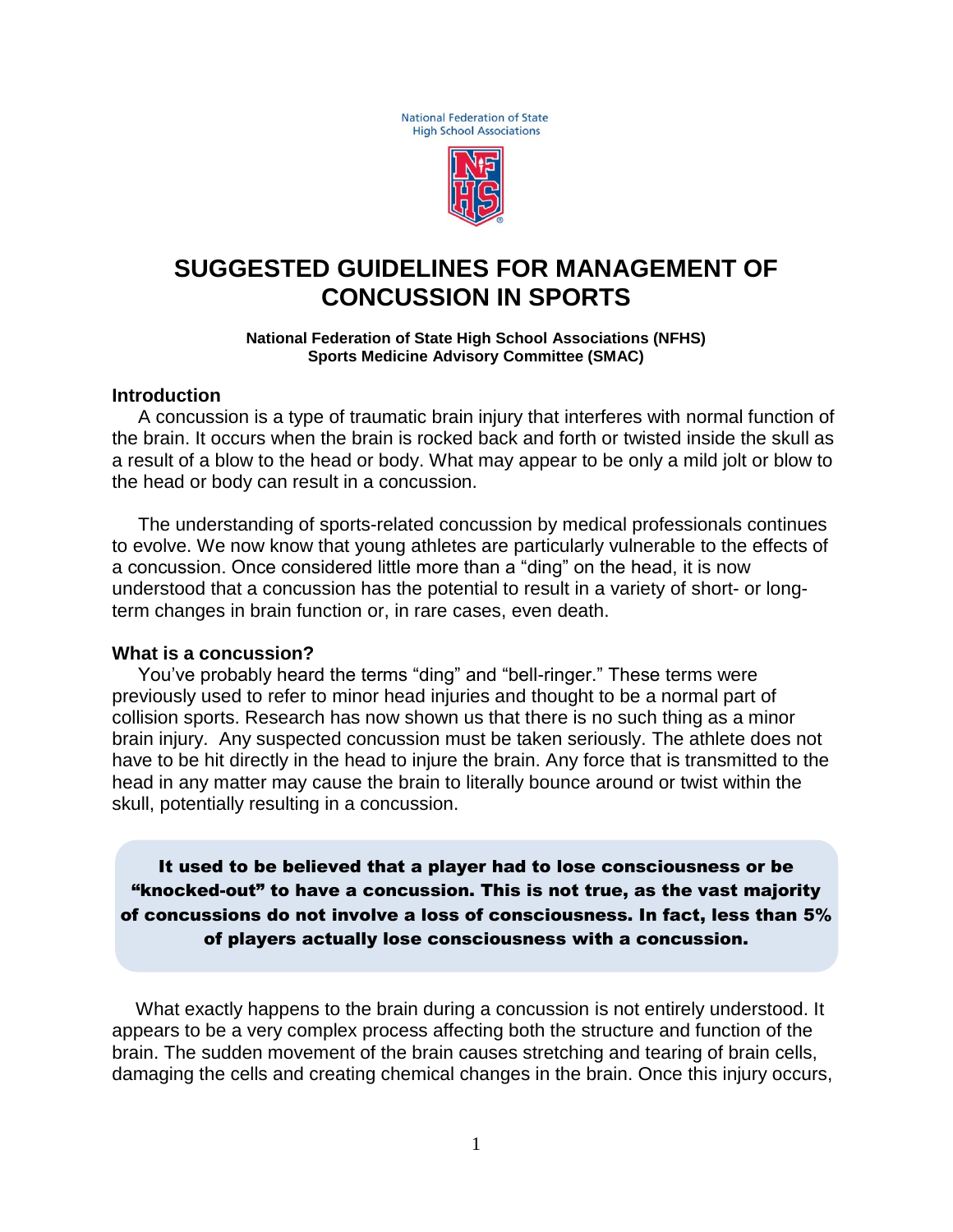National Federation of State High School Associations

# SUGGESTED GUIDELINES FOR MANAGEMENT OF CONCUSSION IN SPORTS

**National Federation of State High School Associations (NFHS)**
**Sports Medicine Advisory Committee (SMAC)**

## Introduction

A concussion is a type of traumatic brain injury that interferes with normal function of the brain. It occurs when the brain is rocked back and forth or twisted inside the skull as a result of a blow to the head or body. What may appear to be only a mild jolt or blow to the head or body can result in a concussion.

The understanding of sports-related concussion by medical professionals continues to evolve. We now know that young athletes are particularly vulnerable to the effects of a concussion. Once considered little more than a "ding" on the head, it is now understood that a concussion has the potential to result in a variety of short- or long-term changes in brain function or, in rare cases, even death.

## What is a concussion?

You've probably heard the terms "ding" and "bell-ringer." These terms were previously used to refer to minor head injuries and thought to be a normal part of collision sports. Research has now shown us that there is no such thing as a minor brain injury. Any suspected concussion must be taken seriously. The athlete does not have to be hit directly in the head to injure the brain. Any force that is transmitted to the head in any matter may cause the brain to literally bounce around or twist within the skull, potentially resulting in a concussion.

**It used to be believed that a player had to lose consciousness or be "knocked-out" to have a concussion. This is not true, as the vast majority of concussions do not involve a loss of consciousness. In fact, less than 5% of players actually lose consciousness with a concussion.**

What exactly happens to the brain during a concussion is not entirely understood. It appears to be a very complex process affecting both the structure and function of the brain. The sudden movement of the brain causes stretching and tearing of brain cells, damaging the cells and creating chemical changes in the brain. Once this injury occurs,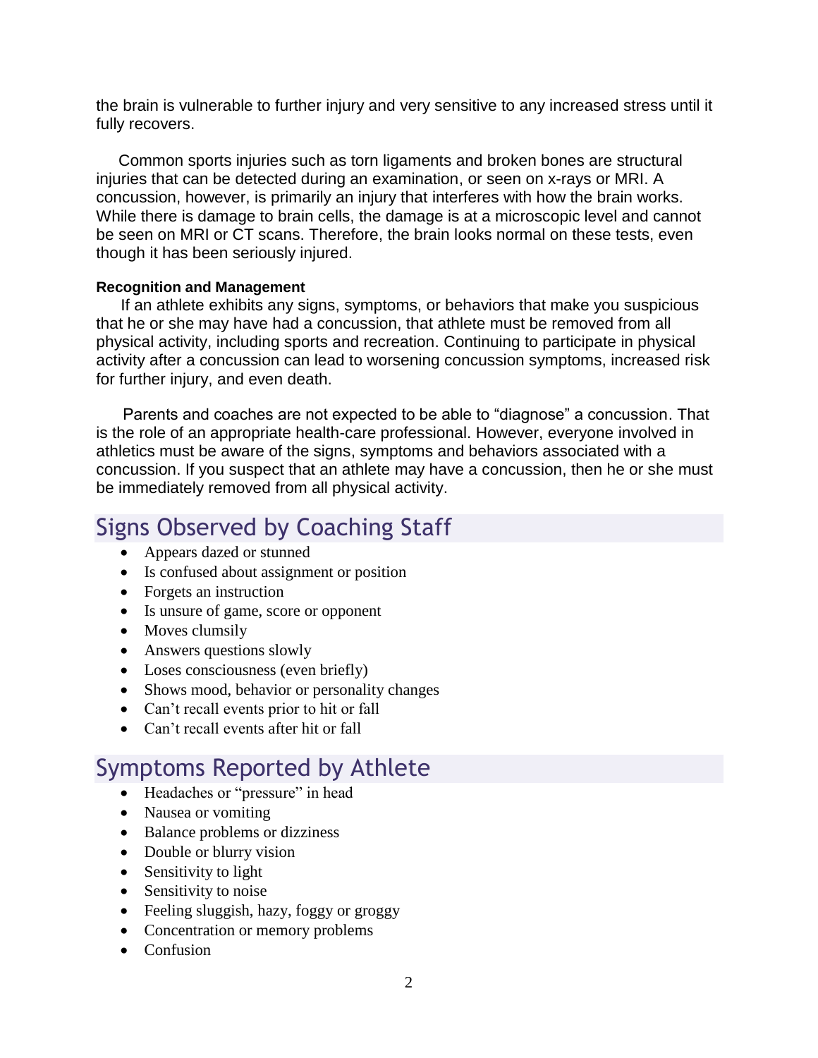the brain is vulnerable to further injury and very sensitive to any increased stress until it fully recovers.

Common sports injuries such as torn ligaments and broken bones are structural injuries that can be detected during an examination, or seen on x-rays or MRI. A concussion, however, is primarily an injury that interferes with how the brain works. While there is damage to brain cells, the damage is at a microscopic level and cannot be seen on MRI or CT scans. Therefore, the brain looks normal on these tests, even though it has been seriously injured.

**Recognition and Management**

If an athlete exhibits any signs, symptoms, or behaviors that make you suspicious that he or she may have had a concussion, that athlete must be removed from all physical activity, including sports and recreation. Continuing to participate in physical activity after a concussion can lead to worsening concussion symptoms, increased risk for further injury, and even death.

Parents and coaches are not expected to be able to "diagnose" a concussion. That is the role of an appropriate health-care professional. However, everyone involved in athletics must be aware of the signs, symptoms and behaviors associated with a concussion. If you suspect that an athlete may have a concussion, then he or she must be immediately removed from all physical activity.

## Signs Observed by Coaching Staff

- Appears dazed or stunned
- Is confused about assignment or position
- Forgets an instruction
- Is unsure of game, score or opponent
- Moves clumsily
- Answers questions slowly
- Loses consciousness (even briefly)
- Shows mood, behavior or personality changes
- Can't recall events prior to hit or fall
- Can't recall events after hit or fall

## Symptoms Reported by Athlete

- Headaches or "pressure" in head
- Nausea or vomiting
- Balance problems or dizziness
- Double or blurry vision
- Sensitivity to light
- Sensitivity to noise
- Feeling sluggish, hazy, foggy or groggy
- Concentration or memory problems
- Confusion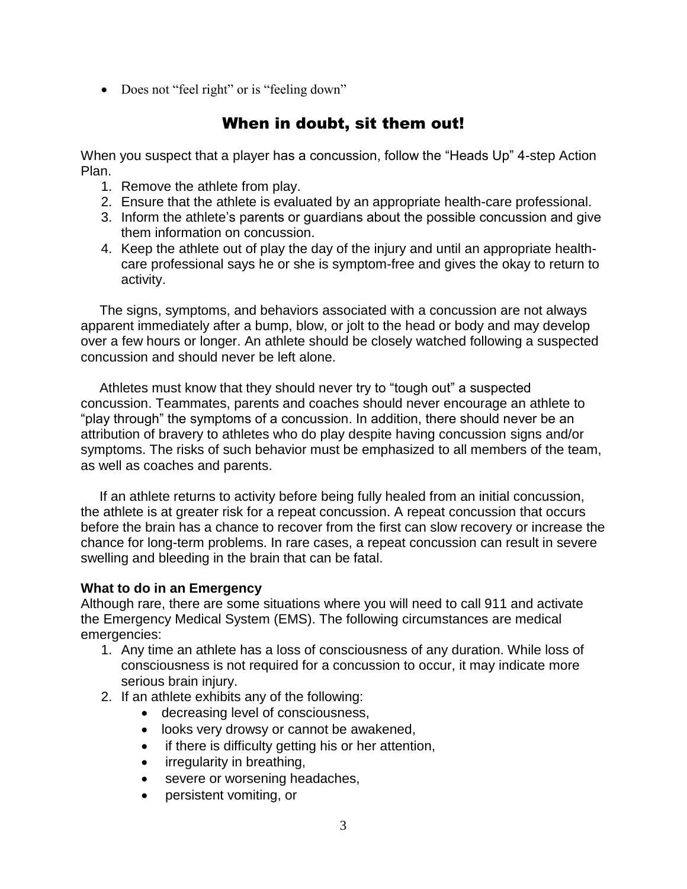- Does not “feel right” or is “feeling down”

## When in doubt, sit them out!

When you suspect that a player has a concussion, follow the “Heads Up” 4-step Action Plan.

1. Remove the athlete from play.
2. Ensure that the athlete is evaluated by an appropriate health-care professional.
3. Inform the athlete’s parents or guardians about the possible concussion and give them information on concussion.
4. Keep the athlete out of play the day of the injury and until an appropriate health-care professional says he or she is symptom-free and gives the okay to return to activity.

The signs, symptoms, and behaviors associated with a concussion are not always apparent immediately after a bump, blow, or jolt to the head or body and may develop over a few hours or longer. An athlete should be closely watched following a suspected concussion and should never be left alone.

Athletes must know that they should never try to “tough out” a suspected concussion. Teammates, parents and coaches should never encourage an athlete to “play through” the symptoms of a concussion. In addition, there should never be an attribution of bravery to athletes who do play despite having concussion signs and/or symptoms. The risks of such behavior must be emphasized to all members of the team, as well as coaches and parents.

If an athlete returns to activity before being fully healed from an initial concussion, the athlete is at greater risk for a repeat concussion. A repeat concussion that occurs before the brain has a chance to recover from the first can slow recovery or increase the chance for long-term problems. In rare cases, a repeat concussion can result in severe swelling and bleeding in the brain that can be fatal.

**What to do in an Emergency**

Although rare, there are some situations where you will need to call 911 and activate the Emergency Medical System (EMS). The following circumstances are medical emergencies:

1. Any time an athlete has a loss of consciousness of any duration. While loss of consciousness is not required for a concussion to occur, it may indicate more serious brain injury.
2. If an athlete exhibits any of the following:
   - decreasing level of consciousness,
   - looks very drowsy or cannot be awakened,
   - if there is difficulty getting his or her attention,
   - irregularity in breathing,
   - severe or worsening headaches,
   - persistent vomiting, or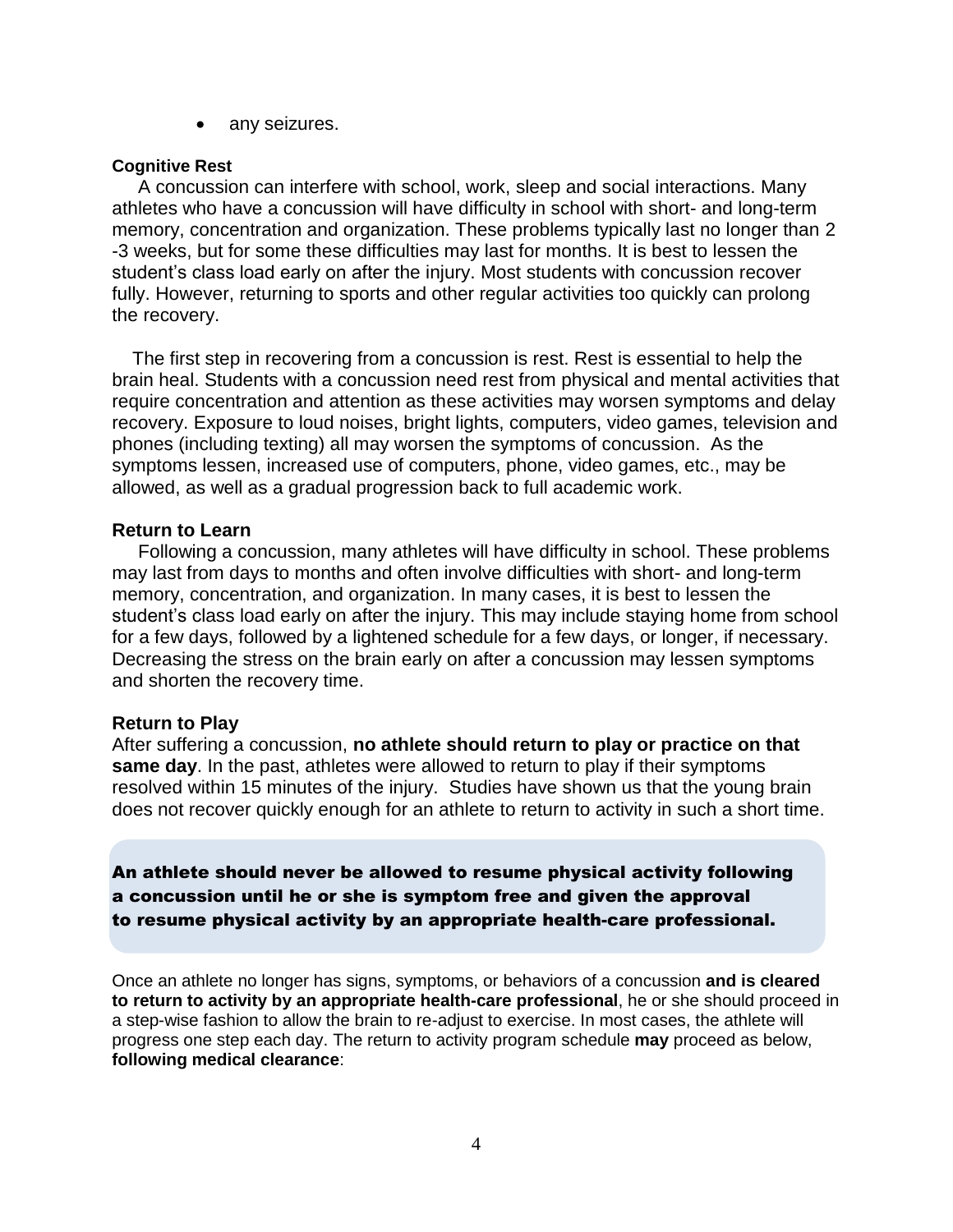- any seizures.

### Cognitive Rest

A concussion can interfere with school, work, sleep and social interactions. Many athletes who have a concussion will have difficulty in school with short- and long-term memory, concentration and organization. These problems typically last no longer than 2 -3 weeks, but for some these difficulties may last for months. It is best to lessen the student's class load early on after the injury. Most students with concussion recover fully. However, returning to sports and other regular activities too quickly can prolong the recovery.

The first step in recovering from a concussion is rest. Rest is essential to help the brain heal. Students with a concussion need rest from physical and mental activities that require concentration and attention as these activities may worsen symptoms and delay recovery. Exposure to loud noises, bright lights, computers, video games, television and phones (including texting) all may worsen the symptoms of concussion. As the symptoms lessen, increased use of computers, phone, video games, etc., may be allowed, as well as a gradual progression back to full academic work.

### Return to Learn

Following a concussion, many athletes will have difficulty in school. These problems may last from days to months and often involve difficulties with short- and long-term memory, concentration, and organization. In many cases, it is best to lessen the student's class load early on after the injury. This may include staying home from school for a few days, followed by a lightened schedule for a few days, or longer, if necessary. Decreasing the stress on the brain early on after a concussion may lessen symptoms and shorten the recovery time.

### Return to Play

After suffering a concussion, **no athlete should return to play or practice on that same day**. In the past, athletes were allowed to return to play if their symptoms resolved within 15 minutes of the injury. Studies have shown us that the young brain does not recover quickly enough for an athlete to return to activity in such a short time.

**An athlete should never be allowed to resume physical activity following a concussion until he or she is symptom free and given the approval to resume physical activity by an appropriate health-care professional.**

Once an athlete no longer has signs, symptoms, or behaviors of a concussion **and is cleared to return to activity by an appropriate health-care professional**, he or she should proceed in a step-wise fashion to allow the brain to re-adjust to exercise. In most cases, the athlete will progress one step each day. The return to activity program schedule **may** proceed as below, **following medical clearance**: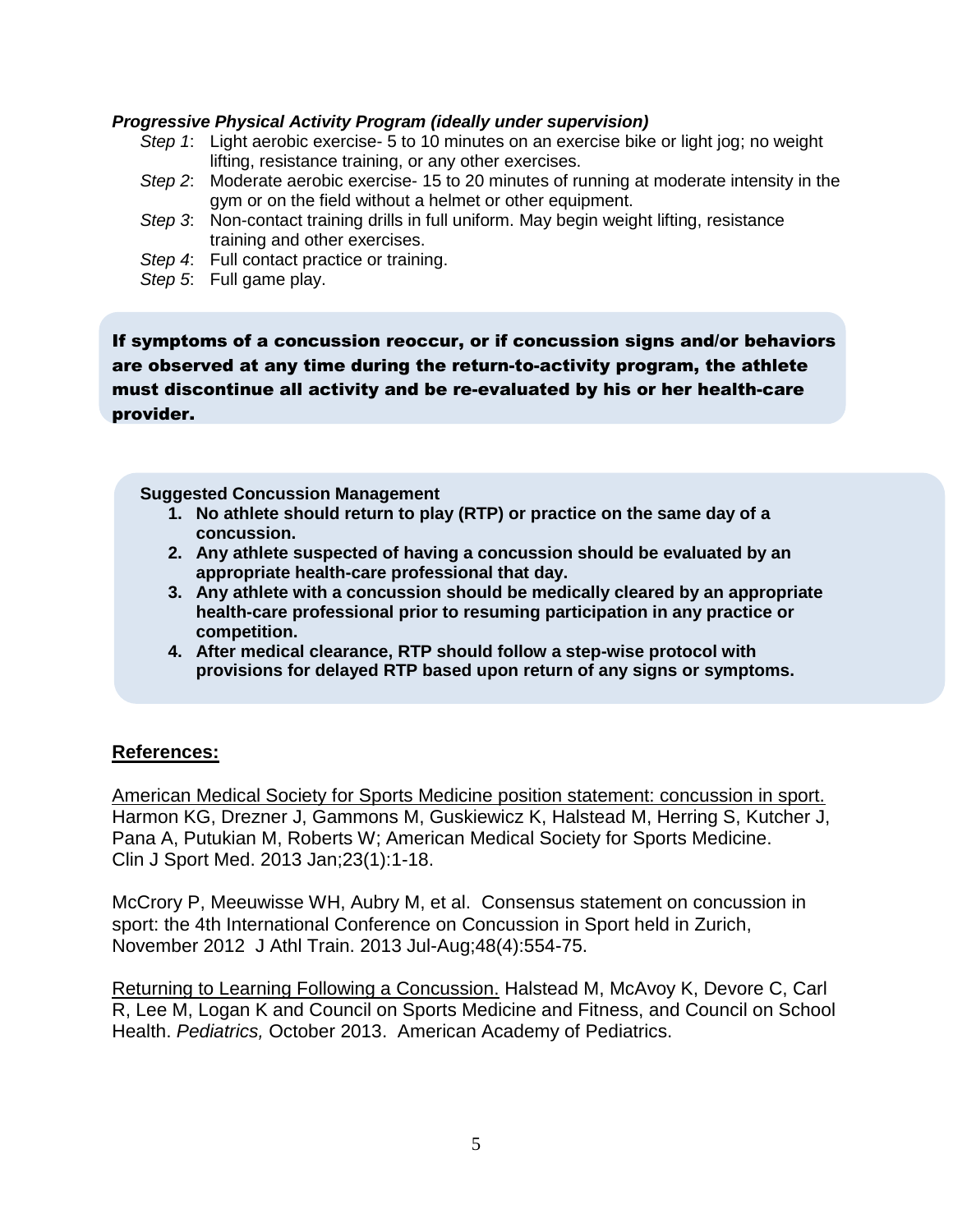***Progressive Physical Activity Program (ideally under supervision)***

*Step 1*: Light aerobic exercise- 5 to 10 minutes on an exercise bike or light jog; no weight lifting, resistance training, or any other exercises.

*Step 2*: Moderate aerobic exercise- 15 to 20 minutes of running at moderate intensity in the gym or on the field without a helmet or other equipment.

*Step 3*: Non-contact training drills in full uniform. May begin weight lifting, resistance training and other exercises.

*Step 4*: Full contact practice or training.

*Step 5*: Full game play.

**If symptoms of a concussion reoccur, or if concussion signs and/or behaviors are observed at any time during the return-to-activity program, the athlete must discontinue all activity and be re-evaluated by his or her health-care provider.**

**Suggested Concussion Management**

1. **No athlete should return to play (RTP) or practice on the same day of a concussion.**
2. **Any athlete suspected of having a concussion should be evaluated by an appropriate health-care professional that day.**
3. **Any athlete with a concussion should be medically cleared by an appropriate health-care professional prior to resuming participation in any practice or competition.**
4. **After medical clearance, RTP should follow a step-wise protocol with provisions for delayed RTP based upon return of any signs or symptoms.**

## References:

American Medical Society for Sports Medicine position statement: concussion in sport. Harmon KG, Drezner J, Gammons M, Guskiewicz K, Halstead M, Herring S, Kutcher J, Pana A, Putukian M, Roberts W; American Medical Society for Sports Medicine. Clin J Sport Med. 2013 Jan;23(1):1-18.

McCrory P, Meeuwisse WH, Aubry M, et al. Consensus statement on concussion in sport: the 4th International Conference on Concussion in Sport held in Zurich, November 2012 J Athl Train. 2013 Jul-Aug;48(4):554-75.

Returning to Learning Following a Concussion. Halstead M, McAvoy K, Devore C, Carl R, Lee M, Logan K and Council on Sports Medicine and Fitness, and Council on School Health. *Pediatrics,* October 2013. American Academy of Pediatrics.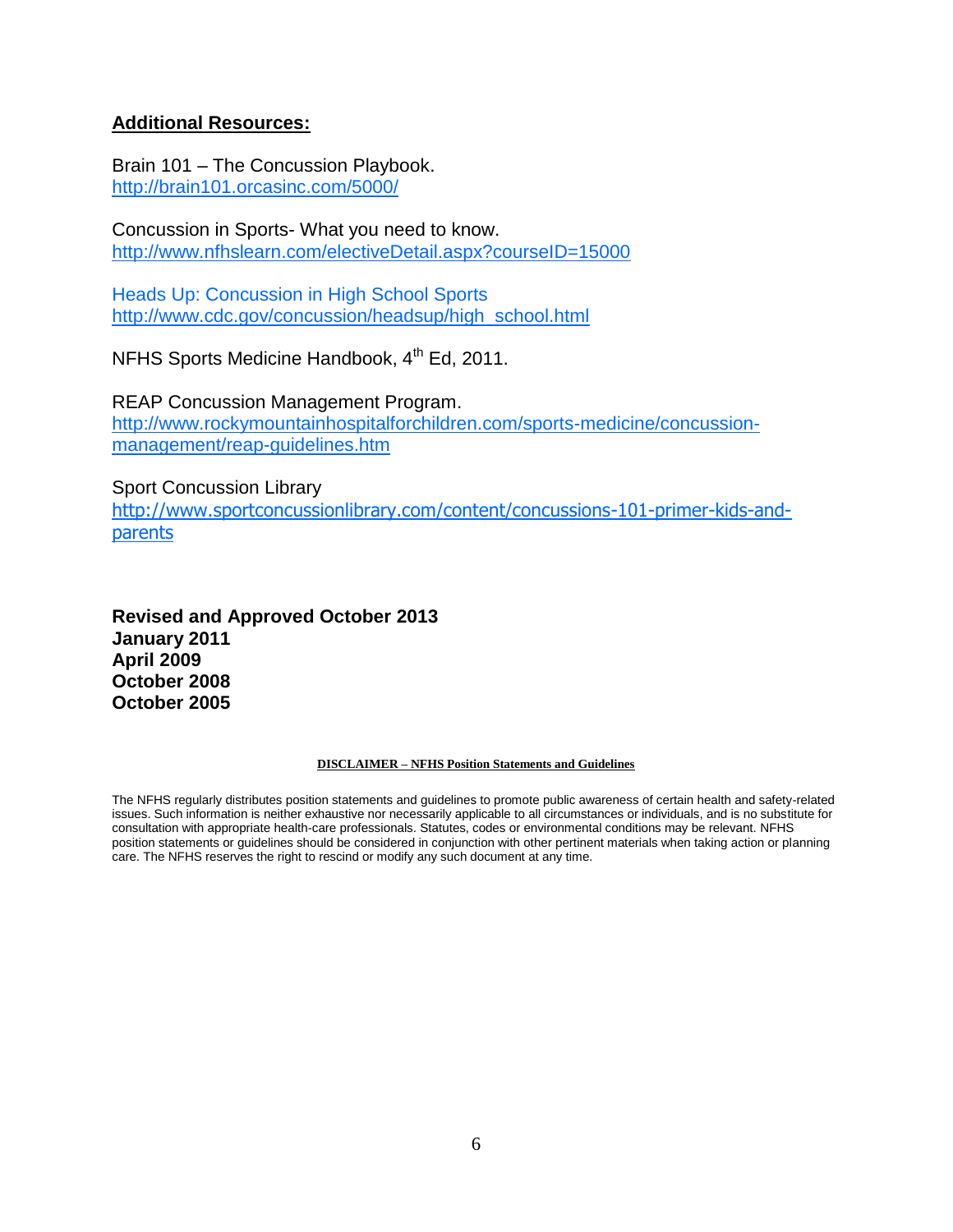## Additional Resources:

Brain 101 – The Concussion Playbook.
http://brain101.orcasinc.com/5000/

Concussion in Sports- What you need to know.
http://www.nfhslearn.com/electiveDetail.aspx?courseID=15000

Heads Up: Concussion in High School Sports
http://www.cdc.gov/concussion/headsup/high_school.html

NFHS Sports Medicine Handbook, 4th Ed, 2011.

REAP Concussion Management Program.
http://www.rockymountainhospitalforchildren.com/sports-medicine/concussion-management/reap-guidelines.htm

Sport Concussion Library
http://www.sportconcussionlibrary.com/content/concussions-101-primer-kids-and-parents

**Revised and Approved October 2013**
**January 2011**
**April 2009**
**October 2008**
**October 2005**

**DISCLAIMER – NFHS Position Statements and Guidelines**

The NFHS regularly distributes position statements and guidelines to promote public awareness of certain health and safety-related issues. Such information is neither exhaustive nor necessarily applicable to all circumstances or individuals, and is no substitute for consultation with appropriate health-care professionals. Statutes, codes or environmental conditions may be relevant. NFHS position statements or guidelines should be considered in conjunction with other pertinent materials when taking action or planning care. The NFHS reserves the right to rescind or modify any such document at any time.